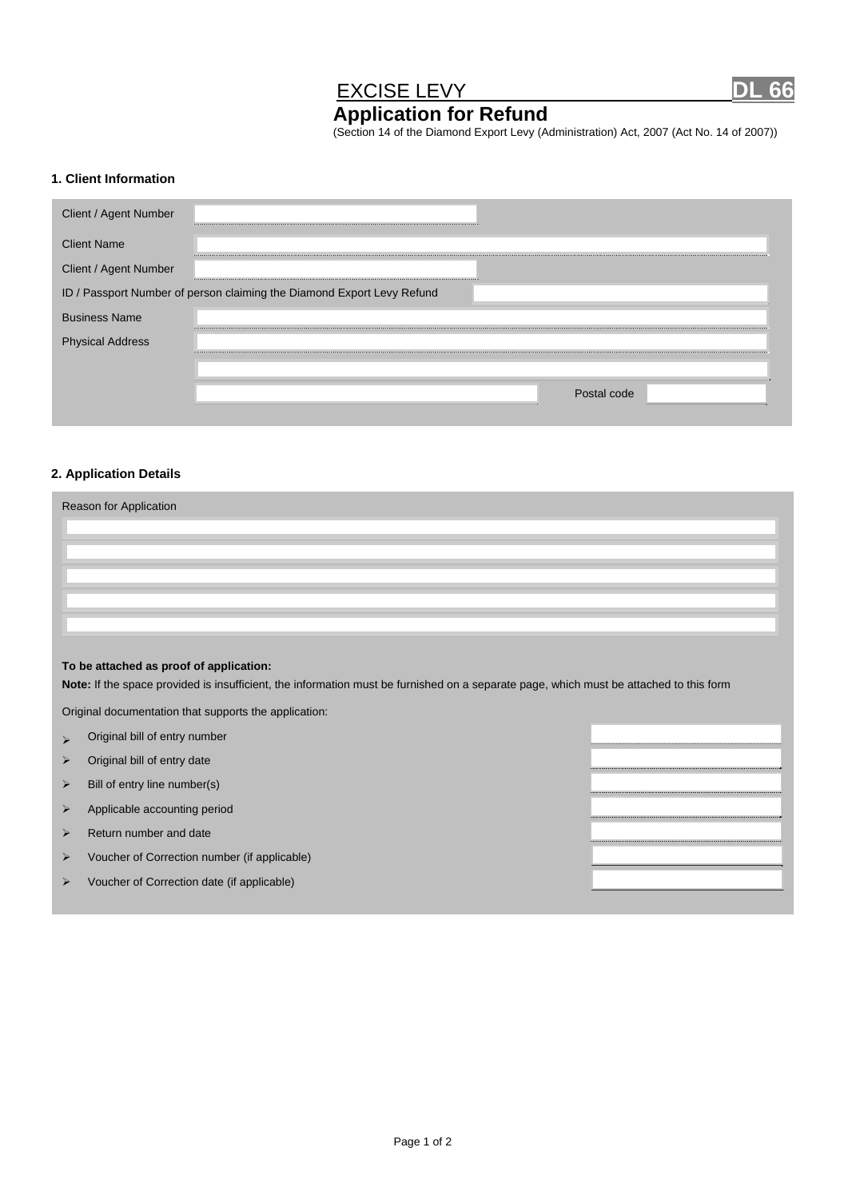# EXCISE LEVY **DL 66**

## Application for Refund

(Section 14 of the Diamond Export Levy (Administration) Act, 2007 (Act No. 14 of 2007))

### 1. Client Information

| | |
|---|---|
| Client / Agent Number | |
| Client Name | |
| Client / Agent Number | |
| ID / Passport Number of person claiming the Diamond Export Levy Refund | |
| Business Name | |
| Physical Address | |
| | |
| | Postal code |

### 2. Application Details

Reason for Application

**To be attached as proof of application:**

**Note:** If the space provided is insufficient, the information must be furnished on a separate page, which must be attached to this form

Original documentation that supports the application:

- Original bill of entry number
- Original bill of entry date
- Bill of entry line number(s)
- Applicable accounting period
- Return number and date
- Voucher of Correction number (if applicable)
- Voucher of Correction date (if applicable)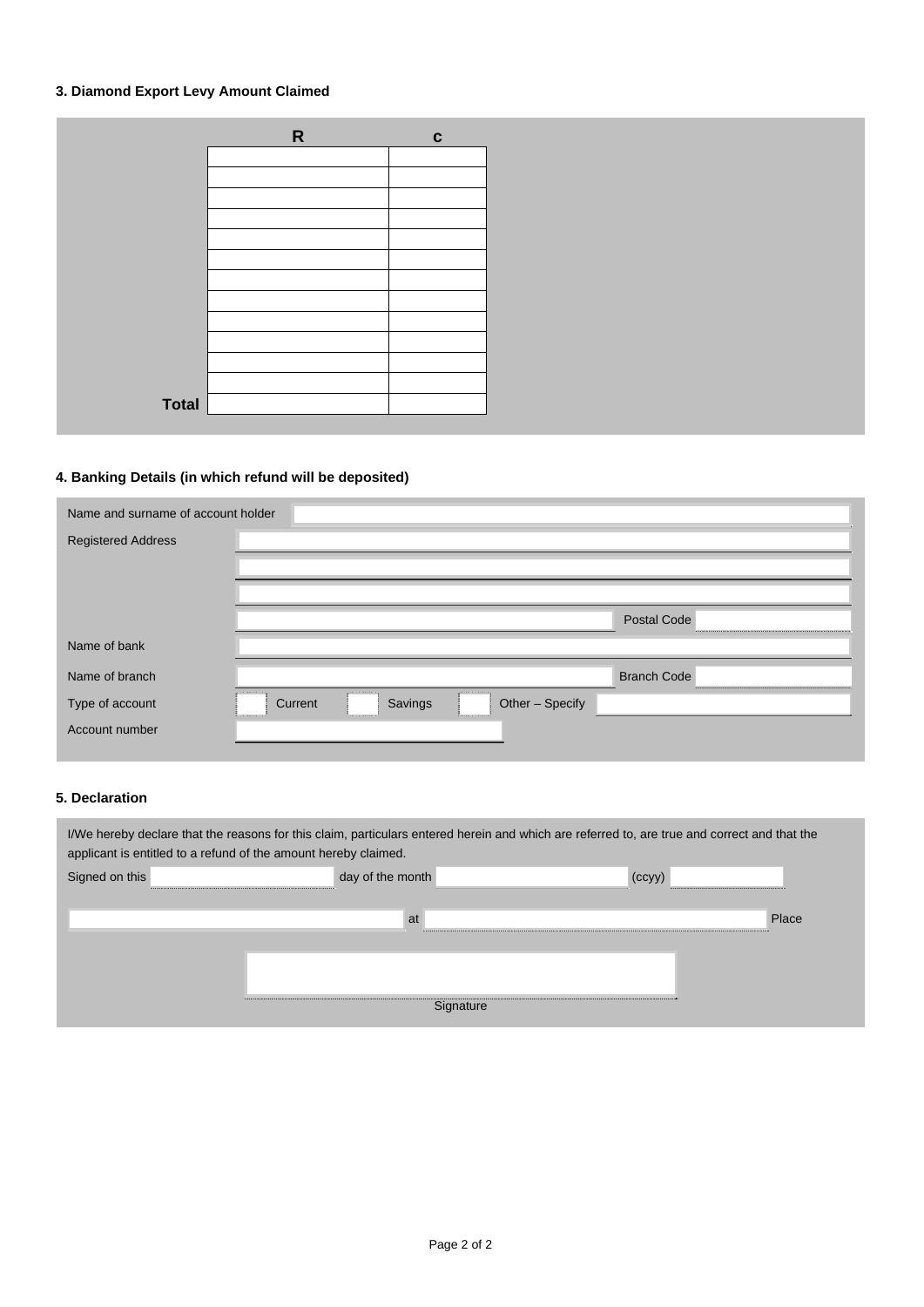### 3. Diamond Export Levy Amount Claimed

| | R | c |
|---|---|---|
| | | |
| | | |
| | | |
| | | |
| | | |
| | | |
| | | |
| | | |
| | | |
| | | |
| | | |
| | | |
| **Total** | | |

### 4. Banking Details (in which refund will be deposited)

| | | | |
|---|---|---|---|
| Name and surname of account holder | | | |
| Registered Address | | | |
| | | | |
| | | | |
| | | Postal Code | |
| Name of bank | | | |
| Name of branch | | Branch Code | |
| Type of account | ☐ Current ☐ Savings ☐ Other – Specify | | |
| Account number | | | |

### 5. Declaration

I/We hereby declare that the reasons for this claim, particulars entered herein and which are referred to, are true and correct and that the applicant is entitled to a refund of the amount hereby claimed.

Signed on this \_\_\_\_\_\_\_\_\_\_ day of the month \_\_\_\_\_\_\_\_\_\_ (ccyy) \_\_\_\_\_\_\_\_\_\_

\_\_\_\_\_\_\_\_\_\_ at \_\_\_\_\_\_\_\_\_\_ Place

\_\_\_\_\_\_\_\_\_\_\_\_\_\_\_\_\_\_\_\_

Signature